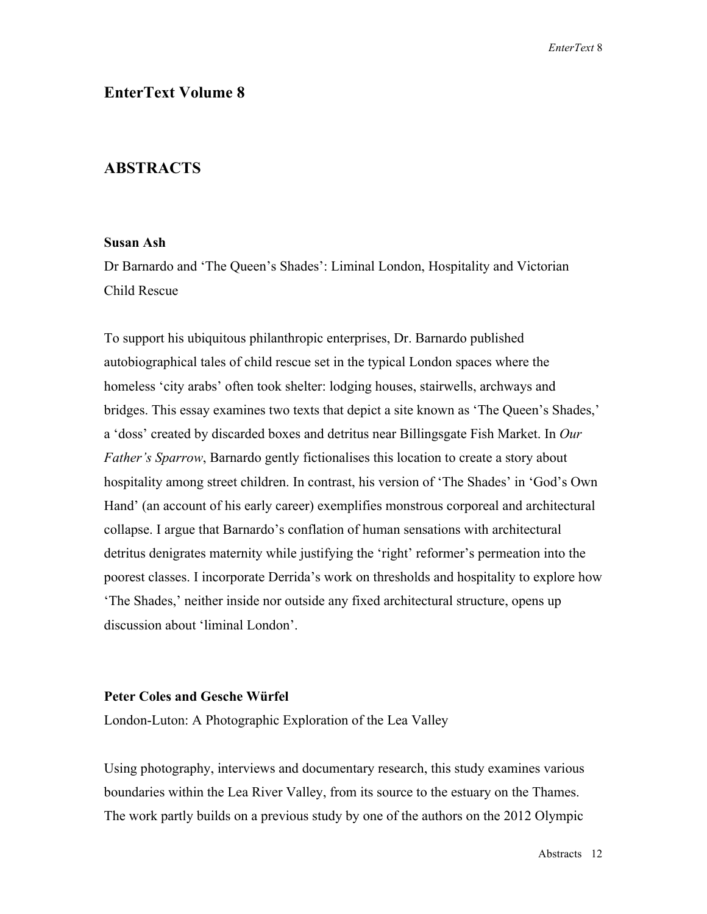## EnterText Volume 8

## ABSTRACTS

**Susan Ash**

Dr Barnardo and 'The Queen's Shades': Liminal London, Hospitality and Victorian Child Rescue

To support his ubiquitous philanthropic enterprises, Dr. Barnardo published autobiographical tales of child rescue set in the typical London spaces where the homeless 'city arabs' often took shelter: lodging houses, stairwells, archways and bridges. This essay examines two texts that depict a site known as 'The Queen's Shades,' a 'doss' created by discarded boxes and detritus near Billingsgate Fish Market. In *Our Father's Sparrow*, Barnardo gently fictionalises this location to create a story about hospitality among street children. In contrast, his version of 'The Shades' in 'God's Own Hand' (an account of his early career) exemplifies monstrous corporeal and architectural collapse. I argue that Barnardo's conflation of human sensations with architectural detritus denigrates maternity while justifying the 'right' reformer's permeation into the poorest classes. I incorporate Derrida's work on thresholds and hospitality to explore how 'The Shades,' neither inside nor outside any fixed architectural structure, opens up discussion about 'liminal London'.

**Peter Coles and Gesche Würfel**

London-Luton: A Photographic Exploration of the Lea Valley

Using photography, interviews and documentary research, this study examines various boundaries within the Lea River Valley, from its source to the estuary on the Thames. The work partly builds on a previous study by one of the authors on the 2012 Olympic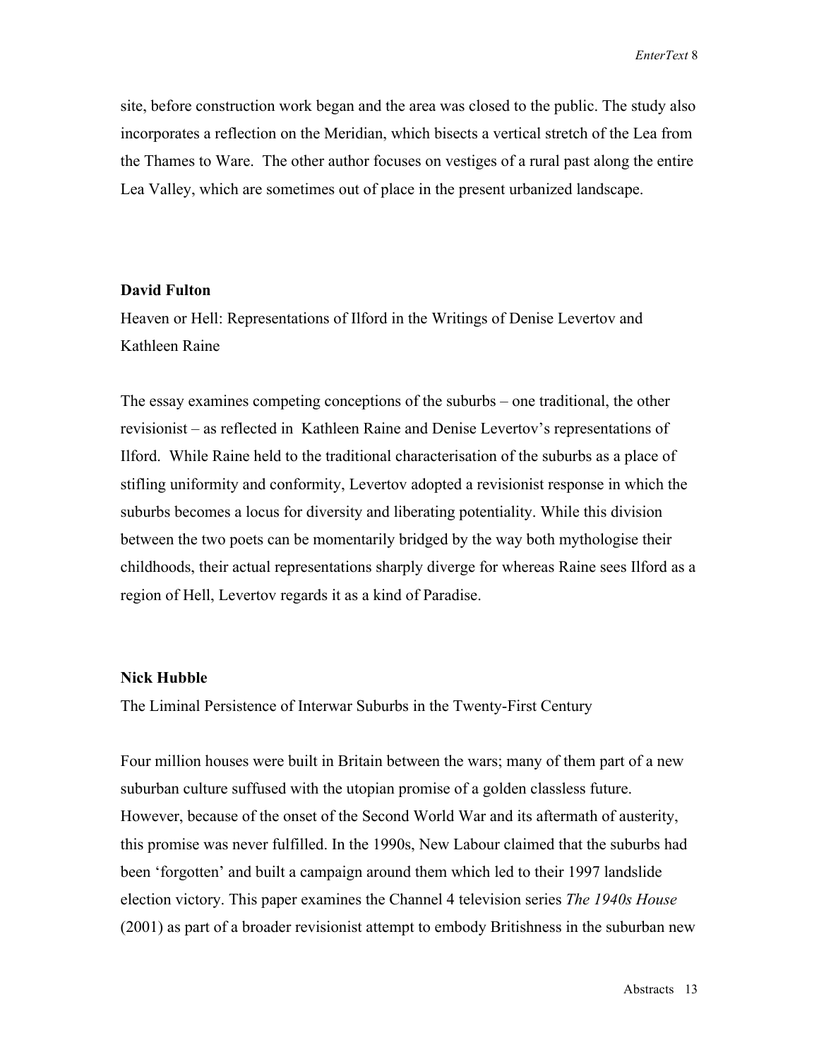site, before construction work began and the area was closed to the public. The study also incorporates a reflection on the Meridian, which bisects a vertical stretch of the Lea from the Thames to Ware. The other author focuses on vestiges of a rural past along the entire Lea Valley, which are sometimes out of place in the present urbanized landscape.

**David Fulton**

Heaven or Hell: Representations of Ilford in the Writings of Denise Levertov and Kathleen Raine

The essay examines competing conceptions of the suburbs – one traditional, the other revisionist – as reflected in Kathleen Raine and Denise Levertov's representations of Ilford. While Raine held to the traditional characterisation of the suburbs as a place of stifling uniformity and conformity, Levertov adopted a revisionist response in which the suburbs becomes a locus for diversity and liberating potentiality. While this division between the two poets can be momentarily bridged by the way both mythologise their childhoods, their actual representations sharply diverge for whereas Raine sees Ilford as a region of Hell, Levertov regards it as a kind of Paradise.

**Nick Hubble**

The Liminal Persistence of Interwar Suburbs in the Twenty-First Century

Four million houses were built in Britain between the wars; many of them part of a new suburban culture suffused with the utopian promise of a golden classless future. However, because of the onset of the Second World War and its aftermath of austerity, this promise was never fulfilled. In the 1990s, New Labour claimed that the suburbs had been 'forgotten' and built a campaign around them which led to their 1997 landslide election victory. This paper examines the Channel 4 television series *The 1940s House* (2001) as part of a broader revisionist attempt to embody Britishness in the suburban new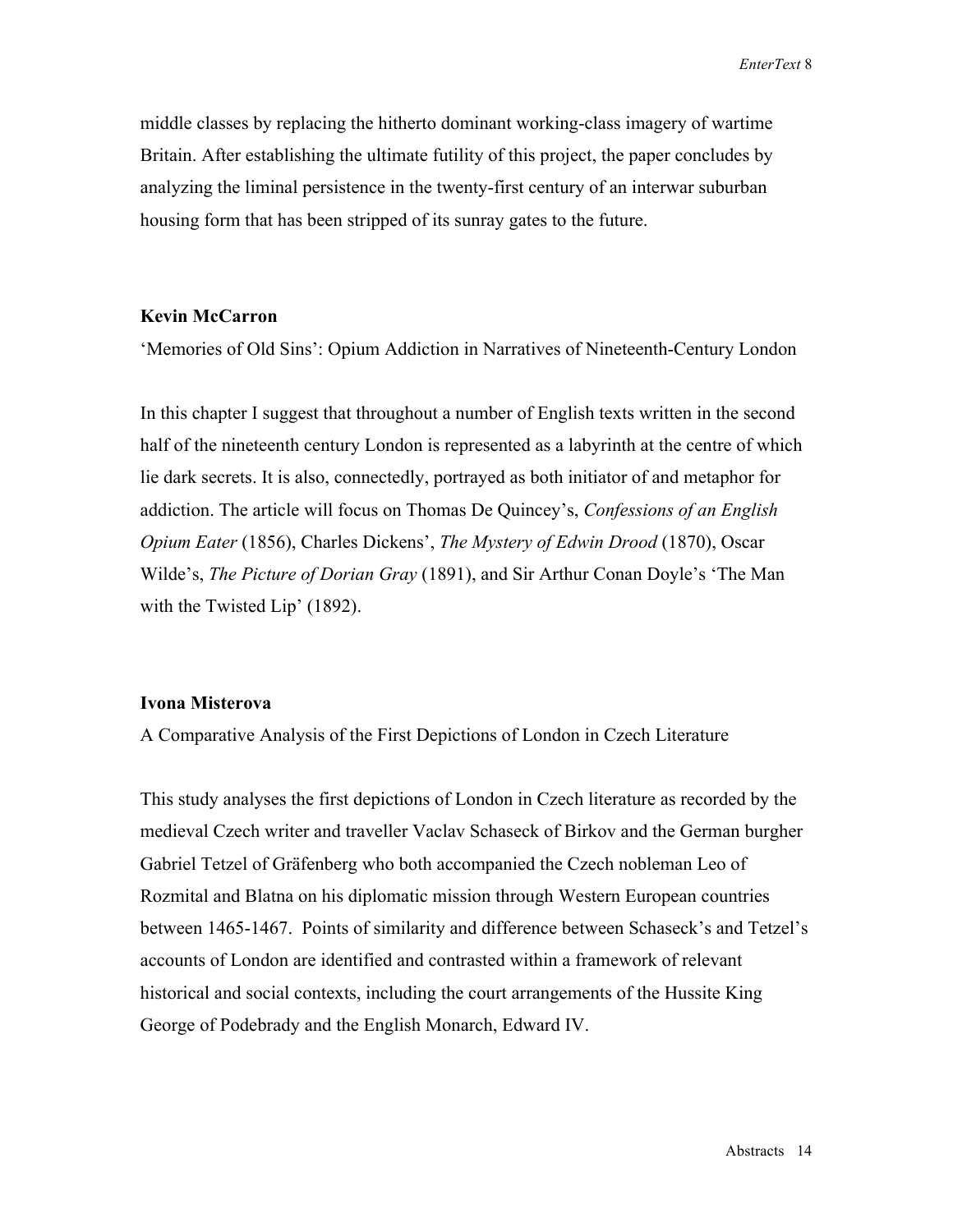middle classes by replacing the hitherto dominant working-class imagery of wartime Britain. After establishing the ultimate futility of this project, the paper concludes by analyzing the liminal persistence in the twenty-first century of an interwar suburban housing form that has been stripped of its sunray gates to the future.

**Kevin McCarron**

'Memories of Old Sins': Opium Addiction in Narratives of Nineteenth-Century London

In this chapter I suggest that throughout a number of English texts written in the second half of the nineteenth century London is represented as a labyrinth at the centre of which lie dark secrets. It is also, connectedly, portrayed as both initiator of and metaphor for addiction. The article will focus on Thomas De Quincey's, *Confessions of an English Opium Eater* (1856), Charles Dickens', *The Mystery of Edwin Drood* (1870), Oscar Wilde's, *The Picture of Dorian Gray* (1891), and Sir Arthur Conan Doyle's 'The Man with the Twisted Lip' (1892).

**Ivona Misterova**

A Comparative Analysis of the First Depictions of London in Czech Literature

This study analyses the first depictions of London in Czech literature as recorded by the medieval Czech writer and traveller Vaclav Schaseck of Birkov and the German burgher Gabriel Tetzel of Gräfenberg who both accompanied the Czech nobleman Leo of Rozmital and Blatna on his diplomatic mission through Western European countries between 1465-1467. Points of similarity and difference between Schaseck's and Tetzel's accounts of London are identified and contrasted within a framework of relevant historical and social contexts, including the court arrangements of the Hussite King George of Podebrady and the English Monarch, Edward IV.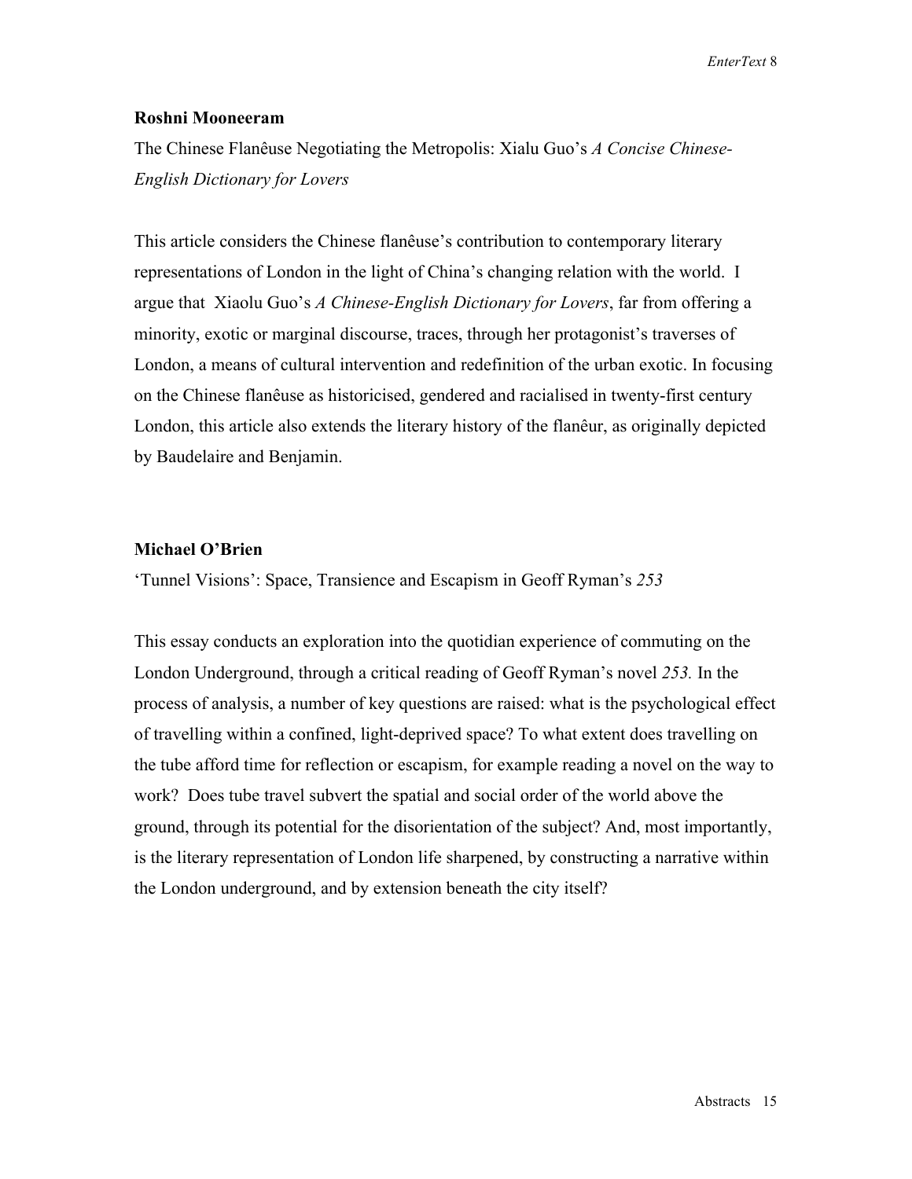**Roshni Mooneeram**

The Chinese Flanêuse Negotiating the Metropolis: Xialu Guo's *A Concise Chinese-English Dictionary for Lovers*

This article considers the Chinese flanêuse's contribution to contemporary literary representations of London in the light of China's changing relation with the world. I argue that Xiaolu Guo's *A Chinese-English Dictionary for Lovers*, far from offering a minority, exotic or marginal discourse, traces, through her protagonist's traverses of London, a means of cultural intervention and redefinition of the urban exotic. In focusing on the Chinese flanêuse as historicised, gendered and racialised in twenty-first century London, this article also extends the literary history of the flanêur, as originally depicted by Baudelaire and Benjamin.

**Michael O'Brien**

'Tunnel Visions': Space, Transience and Escapism in Geoff Ryman's *253*

This essay conducts an exploration into the quotidian experience of commuting on the London Underground, through a critical reading of Geoff Ryman's novel *253.* In the process of analysis, a number of key questions are raised: what is the psychological effect of travelling within a confined, light-deprived space? To what extent does travelling on the tube afford time for reflection or escapism, for example reading a novel on the way to work? Does tube travel subvert the spatial and social order of the world above the ground, through its potential for the disorientation of the subject? And, most importantly, is the literary representation of London life sharpened, by constructing a narrative within the London underground, and by extension beneath the city itself?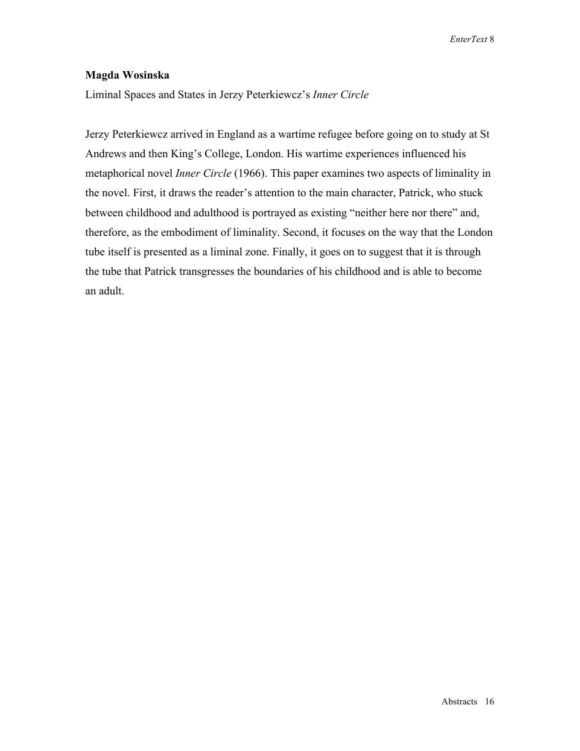**Magda Wosinska**

Liminal Spaces and States in Jerzy Peterkiewcz's *Inner Circle*

Jerzy Peterkiewcz arrived in England as a wartime refugee before going on to study at St Andrews and then King's College, London. His wartime experiences influenced his metaphorical novel *Inner Circle* (1966). This paper examines two aspects of liminality in the novel. First, it draws the reader's attention to the main character, Patrick, who stuck between childhood and adulthood is portrayed as existing "neither here nor there" and, therefore, as the embodiment of liminality. Second, it focuses on the way that the London tube itself is presented as a liminal zone. Finally, it goes on to suggest that it is through the tube that Patrick transgresses the boundaries of his childhood and is able to become an adult.